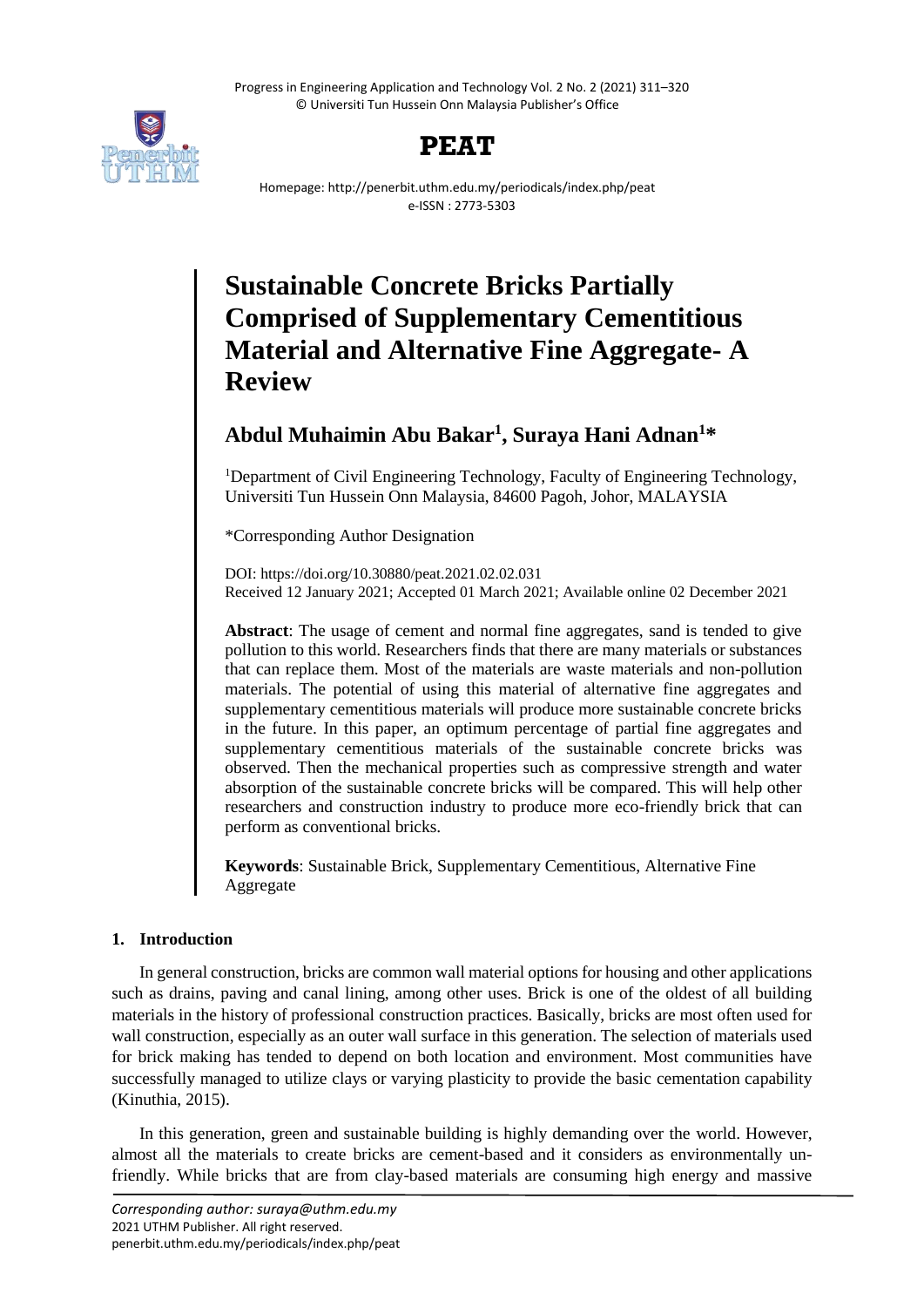# Sustainable Concrete Bricks Partially Comprised of Supplementary Cementitious Material and Alternative Fine Aggregate- A Review

**Abdul Muhaimin Abu Bakar[1], Suraya Hani Adnan[1]\***

[1]Department of Civil Engineering Technology, Faculty of Engineering Technology, Universiti Tun Hussein Onn Malaysia, 84600 Pagoh, Johor, MALAYSIA

*Corresponding Author Designation

DOI: https://doi.org/10.30880/peat.2021.02.02.031
Received 12 January 2021; Accepted 01 March 2021; Available online 02 December 2021

**Abstract**: The usage of cement and normal fine aggregates, sand is tended to give pollution to this world. Researchers finds that there are many materials or substances that can replace them. Most of the materials are waste materials and non-pollution materials. The potential of using this material of alternative fine aggregates and supplementary cementitious materials will produce more sustainable concrete bricks in the future. In this paper, an optimum percentage of partial fine aggregates and supplementary cementitious materials of the sustainable concrete bricks was observed. Then the mechanical properties such as compressive strength and water absorption of the sustainable concrete bricks will be compared. This will help other researchers and construction industry to produce more eco-friendly brick that can perform as conventional bricks.

**Keywords**: Sustainable Brick, Supplementary Cementitious, Alternative Fine Aggregate

## 1. Introduction

In general construction, bricks are common wall material options for housing and other applications such as drains, paving and canal lining, among other uses. Brick is one of the oldest of all building materials in the history of professional construction practices. Basically, bricks are most often used for wall construction, especially as an outer wall surface in this generation. The selection of materials used for brick making has tended to depend on both location and environment. Most communities have successfully managed to utilize clays or varying plasticity to provide the basic cementation capability (Kinuthia, 2015).

In this generation, green and sustainable building is highly demanding over the world. However, almost all the materials to create bricks are cement-based and it considers as environmentally un-friendly. While bricks that are from clay-based materials are consuming high energy and massive

*Corresponding author: suraya@uthm.edu.my*
2021 UTHM Publisher. All right reserved.
penerbit.uthm.edu.my/periodicals/index.php/peat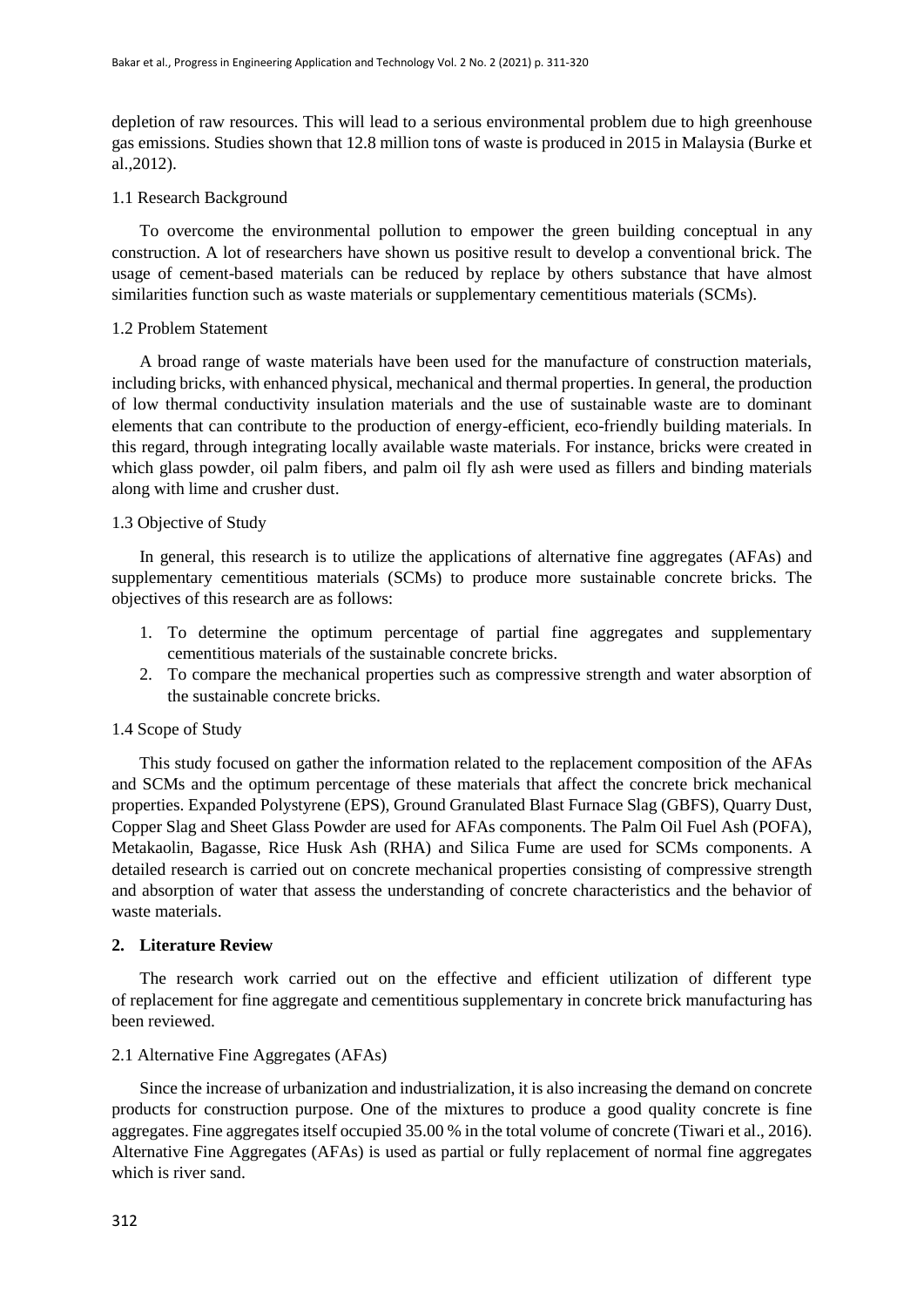depletion of raw resources. This will lead to a serious environmental problem due to high greenhouse gas emissions. Studies shown that 12.8 million tons of waste is produced in 2015 in Malaysia (Burke et al.,2012).

### 1.1 Research Background

To overcome the environmental pollution to empower the green building conceptual in any construction. A lot of researchers have shown us positive result to develop a conventional brick. The usage of cement-based materials can be reduced by replace by others substance that have almost similarities function such as waste materials or supplementary cementitious materials (SCMs).

### 1.2 Problem Statement

A broad range of waste materials have been used for the manufacture of construction materials, including bricks, with enhanced physical, mechanical and thermal properties. In general, the production of low thermal conductivity insulation materials and the use of sustainable waste are to dominant elements that can contribute to the production of energy-efficient, eco-friendly building materials. In this regard, through integrating locally available waste materials. For instance, bricks were created in which glass powder, oil palm fibers, and palm oil fly ash were used as fillers and binding materials along with lime and crusher dust.

### 1.3 Objective of Study

In general, this research is to utilize the applications of alternative fine aggregates (AFAs) and supplementary cementitious materials (SCMs) to produce more sustainable concrete bricks. The objectives of this research are as follows:

1. To determine the optimum percentage of partial fine aggregates and supplementary cementitious materials of the sustainable concrete bricks.
2. To compare the mechanical properties such as compressive strength and water absorption of the sustainable concrete bricks.

### 1.4 Scope of Study

This study focused on gather the information related to the replacement composition of the AFAs and SCMs and the optimum percentage of these materials that affect the concrete brick mechanical properties. Expanded Polystyrene (EPS), Ground Granulated Blast Furnace Slag (GBFS), Quarry Dust, Copper Slag and Sheet Glass Powder are used for AFAs components. The Palm Oil Fuel Ash (POFA), Metakaolin, Bagasse, Rice Husk Ash (RHA) and Silica Fume are used for SCMs components. A detailed research is carried out on concrete mechanical properties consisting of compressive strength and absorption of water that assess the understanding of concrete characteristics and the behavior of waste materials.

## 2. Literature Review

The research work carried out on the effective and efficient utilization of different type of replacement for fine aggregate and cementitious supplementary in concrete brick manufacturing has been reviewed.

### 2.1 Alternative Fine Aggregates (AFAs)

Since the increase of urbanization and industrialization, it is also increasing the demand on concrete products for construction purpose. One of the mixtures to produce a good quality concrete is fine aggregates. Fine aggregates itself occupied 35.00 % in the total volume of concrete (Tiwari et al., 2016). Alternative Fine Aggregates (AFAs) is used as partial or fully replacement of normal fine aggregates which is river sand.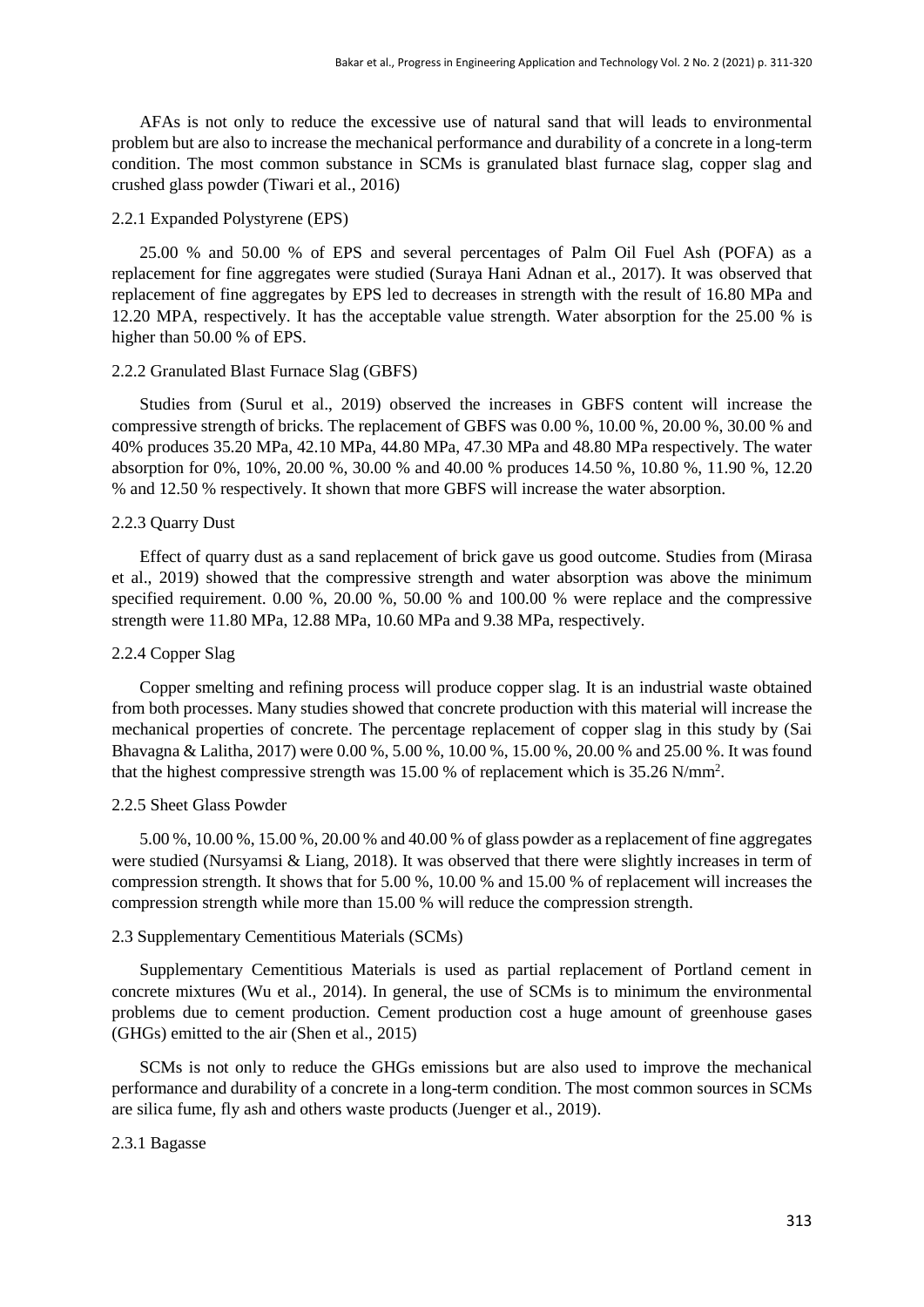AFAs is not only to reduce the excessive use of natural sand that will leads to environmental problem but are also to increase the mechanical performance and durability of a concrete in a long-term condition. The most common substance in SCMs is granulated blast furnace slag, copper slag and crushed glass powder (Tiwari et al., 2016)

### 2.2.1 Expanded Polystyrene (EPS)

25.00 % and 50.00 % of EPS and several percentages of Palm Oil Fuel Ash (POFA) as a replacement for fine aggregates were studied (Suraya Hani Adnan et al., 2017). It was observed that replacement of fine aggregates by EPS led to decreases in strength with the result of 16.80 MPa and 12.20 MPA, respectively. It has the acceptable value strength. Water absorption for the 25.00 % is higher than 50.00 % of EPS.

### 2.2.2 Granulated Blast Furnace Slag (GBFS)

Studies from (Surul et al., 2019) observed the increases in GBFS content will increase the compressive strength of bricks. The replacement of GBFS was 0.00 %, 10.00 %, 20.00 %, 30.00 % and 40% produces 35.20 MPa, 42.10 MPa, 44.80 MPa, 47.30 MPa and 48.80 MPa respectively. The water absorption for 0%, 10%, 20.00 %, 30.00 % and 40.00 % produces 14.50 %, 10.80 %, 11.90 %, 12.20 % and 12.50 % respectively. It shown that more GBFS will increase the water absorption.

### 2.2.3 Quarry Dust

Effect of quarry dust as a sand replacement of brick gave us good outcome. Studies from (Mirasa et al., 2019) showed that the compressive strength and water absorption was above the minimum specified requirement. 0.00 %, 20.00 %, 50.00 % and 100.00 % were replace and the compressive strength were 11.80 MPa, 12.88 MPa, 10.60 MPa and 9.38 MPa, respectively.

### 2.2.4 Copper Slag

Copper smelting and refining process will produce copper slag. It is an industrial waste obtained from both processes. Many studies showed that concrete production with this material will increase the mechanical properties of concrete. The percentage replacement of copper slag in this study by (Sai Bhavagna & Lalitha, 2017) were 0.00 %, 5.00 %, 10.00 %, 15.00 %, 20.00 % and 25.00 %. It was found that the highest compressive strength was 15.00 % of replacement which is 35.26 $N/mm^2$.

### 2.2.5 Sheet Glass Powder

5.00 %, 10.00 %, 15.00 %, 20.00 % and 40.00 % of glass powder as a replacement of fine aggregates were studied (Nursyamsi & Liang, 2018). It was observed that there were slightly increases in term of compression strength. It shows that for 5.00 %, 10.00 % and 15.00 % of replacement will increases the compression strength while more than 15.00 % will reduce the compression strength.

## 2.3 Supplementary Cementitious Materials (SCMs)

Supplementary Cementitious Materials is used as partial replacement of Portland cement in concrete mixtures (Wu et al., 2014). In general, the use of SCMs is to minimum the environmental problems due to cement production. Cement production cost a huge amount of greenhouse gases (GHGs) emitted to the air (Shen et al., 2015)

SCMs is not only to reduce the GHGs emissions but are also used to improve the mechanical performance and durability of a concrete in a long-term condition. The most common sources in SCMs are silica fume, fly ash and others waste products (Juenger et al., 2019).

### 2.3.1 Bagasse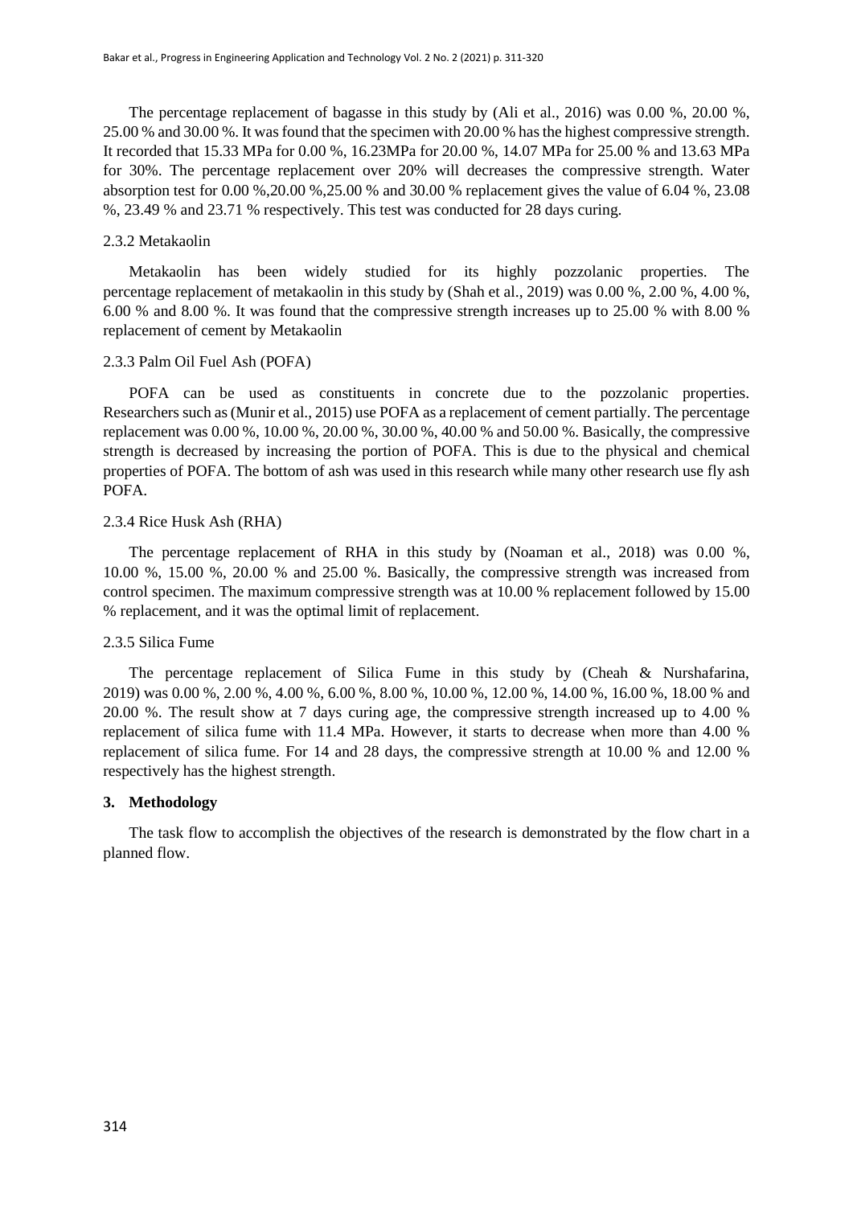The percentage replacement of bagasse in this study by (Ali et al., 2016) was 0.00 %, 20.00 %, 25.00 % and 30.00 %. It was found that the specimen with 20.00 % has the highest compressive strength. It recorded that 15.33 MPa for 0.00 %, 16.23MPa for 20.00 %, 14.07 MPa for 25.00 % and 13.63 MPa for 30%. The percentage replacement over 20% will decreases the compressive strength. Water absorption test for 0.00 %,20.00 %,25.00 % and 30.00 % replacement gives the value of 6.04 %, 23.08 %, 23.49 % and 23.71 % respectively. This test was conducted for 28 days curing.

### 2.3.2 Metakaolin

Metakaolin has been widely studied for its highly pozzolanic properties. The percentage replacement of metakaolin in this study by (Shah et al., 2019) was 0.00 %, 2.00 %, 4.00 %, 6.00 % and 8.00 %. It was found that the compressive strength increases up to 25.00 % with 8.00 % replacement of cement by Metakaolin

### 2.3.3 Palm Oil Fuel Ash (POFA)

POFA can be used as constituents in concrete due to the pozzolanic properties. Researchers such as (Munir et al., 2015) use POFA as a replacement of cement partially. The percentage replacement was 0.00 %, 10.00 %, 20.00 %, 30.00 %, 40.00 % and 50.00 %. Basically, the compressive strength is decreased by increasing the portion of POFA. This is due to the physical and chemical properties of POFA. The bottom of ash was used in this research while many other research use fly ash POFA.

### 2.3.4 Rice Husk Ash (RHA)

The percentage replacement of RHA in this study by (Noaman et al., 2018) was 0.00 %, 10.00 %, 15.00 %, 20.00 % and 25.00 %. Basically, the compressive strength was increased from control specimen. The maximum compressive strength was at 10.00 % replacement followed by 15.00 % replacement, and it was the optimal limit of replacement.

### 2.3.5 Silica Fume

The percentage replacement of Silica Fume in this study by (Cheah & Nurshafarina, 2019) was 0.00 %, 2.00 %, 4.00 %, 6.00 %, 8.00 %, 10.00 %, 12.00 %, 14.00 %, 16.00 %, 18.00 % and 20.00 %. The result show at 7 days curing age, the compressive strength increased up to 4.00 % replacement of silica fume with 11.4 MPa. However, it starts to decrease when more than 4.00 % replacement of silica fume. For 14 and 28 days, the compressive strength at 10.00 % and 12.00 % respectively has the highest strength.

## 3. Methodology

The task flow to accomplish the objectives of the research is demonstrated by the flow chart in a planned flow.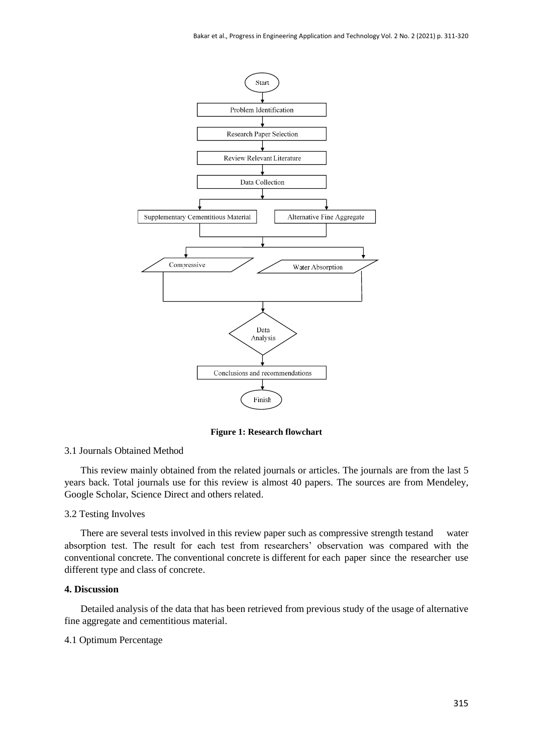Figure 1: Research flowchart

3.1 Journals Obtained Method

This review mainly obtained from the related journals or articles. The journals are from the last 5 years back. Total journals use for this review is almost 40 papers. The sources are from Mendeley, Google Scholar, Science Direct and others related.

3.2 Testing Involves

There are several tests involved in this review paper such as compressive strength testand water absorption test. The result for each test from researchers' observation was compared with the conventional concrete. The conventional concrete is different for each paper since the researcher use different type and class of concrete.

## 4. Discussion

Detailed analysis of the data that has been retrieved from previous study of the usage of alternative fine aggregate and cementitious material.

4.1 Optimum Percentage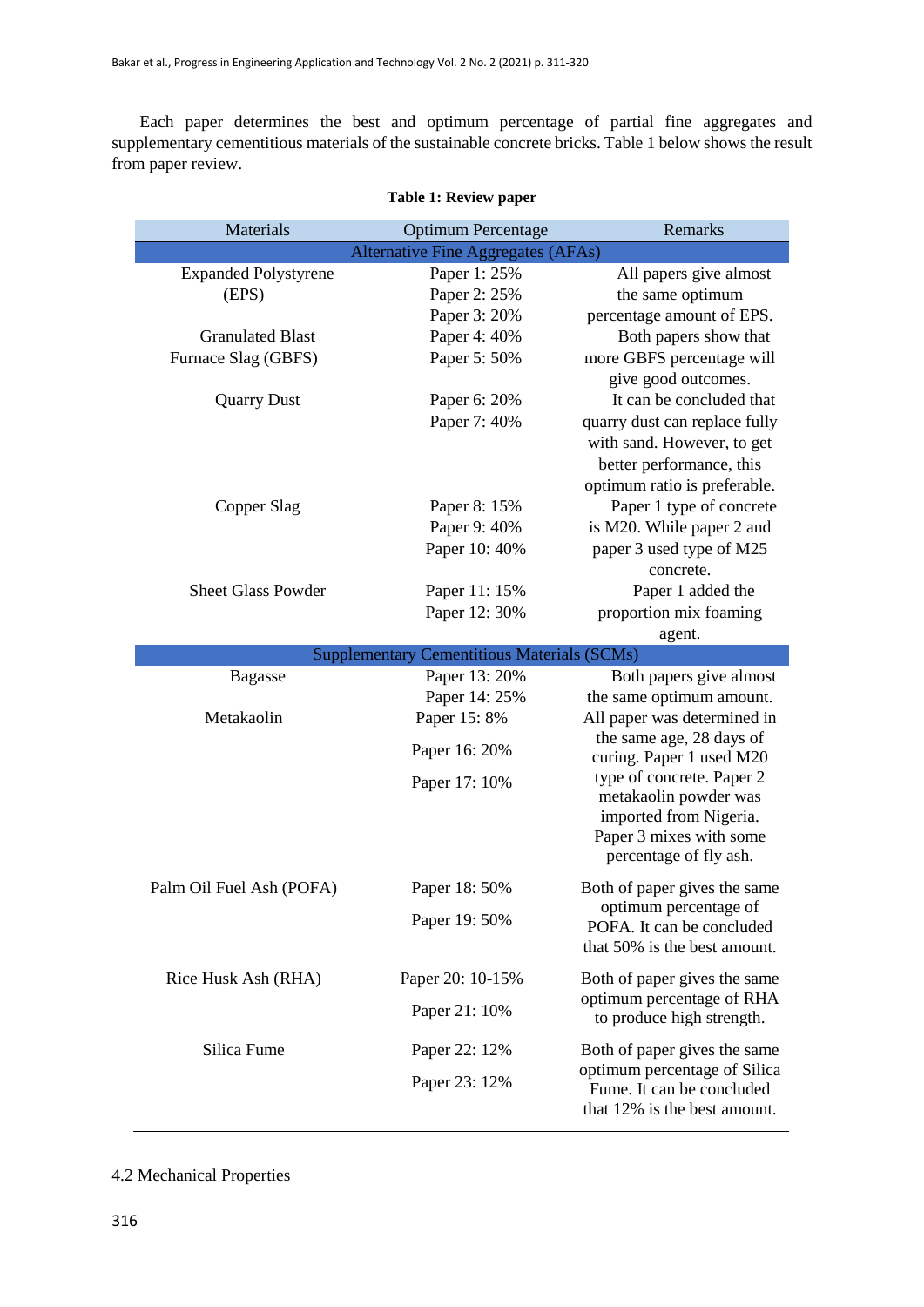Each paper determines the best and optimum percentage of partial fine aggregates and supplementary cementitious materials of the sustainable concrete bricks. Table 1 below shows the result from paper review.

**Table 1: Review paper**

| Materials | Optimum Percentage | Remarks |
|---|---|---|
| **Alternative Fine Aggregates (AFAs)** | | |
| Expanded Polystyrene (EPS) | Paper 1: 25%<br>Paper 2: 25%<br>Paper 3: 20% | All papers give almost the same optimum percentage amount of EPS. |
| Granulated Blast Furnace Slag (GBFS) | Paper 4: 40%<br>Paper 5: 50% | Both papers show that more GBFS percentage will give good outcomes. |
| Quarry Dust | Paper 6: 20%<br>Paper 7: 40% | It can be concluded that quarry dust can replace fully with sand. However, to get better performance, this optimum ratio is preferable. |
| Copper Slag | Paper 8: 15%<br>Paper 9: 40%<br>Paper 10: 40% | Paper 1 type of concrete is M20. While paper 2 and paper 3 used type of M25 concrete. |
| Sheet Glass Powder | Paper 11: 15%<br>Paper 12: 30% | Paper 1 added the proportion mix foaming agent. |
| **Supplementary Cementitious Materials (SCMs)** | | |
| Bagasse | Paper 13: 20%<br>Paper 14: 25% | Both papers give almost the same optimum amount. |
| Metakaolin | Paper 15: 8%<br>Paper 16: 20%<br>Paper 17: 10% | All paper was determined in the same age, 28 days of curing. Paper 1 used M20 type of concrete. Paper 2 metakaolin powder was imported from Nigeria. Paper 3 mixes with some percentage of fly ash. |
| Palm Oil Fuel Ash (POFA) | Paper 18: 50%<br>Paper 19: 50% | Both of paper gives the same optimum percentage of POFA. It can be concluded that 50% is the best amount. |
| Rice Husk Ash (RHA) | Paper 20: 10-15%<br>Paper 21: 10% | Both of paper gives the same optimum percentage of RHA to produce high strength. |
| Silica Fume | Paper 22: 12%<br>Paper 23: 12% | Both of paper gives the same optimum percentage of Silica Fume. It can be concluded that 12% is the best amount. |

4.2 Mechanical Properties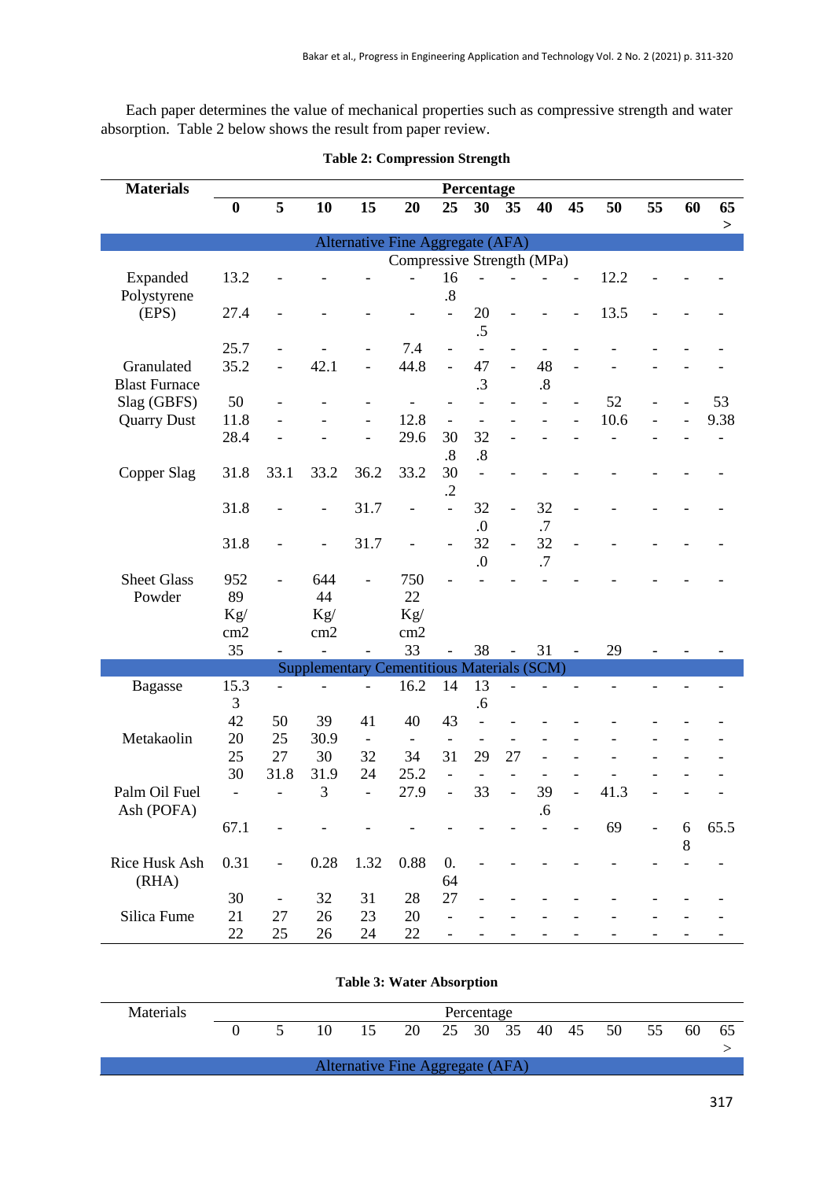Each paper determines the value of mechanical properties such as compressive strength and water absorption. Table 2 below shows the result from paper review.

**Table 2: Compression Strength**

| Materials | Percentage | | | | | | | | | | | | | |
|---|---|---|---|---|---|---|---|---|---|---|---|---|---|---|
| | **0** | **5** | **10** | **15** | **20** | **25** | **30** | **35** | **40** | **45** | **50** | **55** | **60** | **65 >** |
| **Alternative Fine Aggregate (AFA)** | | | | | | | | | | | | | | |
| **Compressive Strength (MPa)** | | | | | | | | | | | | | | |
| Expanded Polystyrene (EPS) | 13.2 | - | - | - | - | 16.8 | - | - | - | - | 12.2 | - | - | - |
| | 27.4 | - | - | - | - | - | 20.5 | - | - | - | 13.5 | - | - | - |
| | 25.7 | - | - | - | 7.4 | - | - | - | - | - | - | - | - | - |
| Granulated Blast Furnace Slag (GBFS) | 35.2 | - | 42.1 | - | 44.8 | - | 47.3 | - | 48.8 | - | - | - | - | - |
| | 50 | - | - | - | - | - | - | - | - | - | 52 | - | - | 53 |
| Quarry Dust | 11.8 | - | - | - | 12.8 | - | - | - | - | - | 10.6 | - | - | 9.38 |
| | 28.4 | - | - | - | 29.6 | 30.8 | 32.8 | - | - | - | - | - | - | - |
| Copper Slag | 31.8 | 33.1 | 33.2 | 36.2 | 33.2 | 30.2 | - | - | - | - | - | - | - | - |
| | 31.8 | - | - | 31.7 | - | - | 32.0 | - | 32.7 | - | - | - | - | - |
| | 31.8 | - | - | 31.7 | - | - | 32.0 | - | 32.7 | - | - | - | - | - |
| Sheet Glass Powder | 95289 Kg/cm2 | - | 64444 Kg/cm2 | - | 75022 Kg/cm2 | - | - | - | - | - | - | - | - | - |
| | 35 | - | - | - | 33 | - | 38 | - | 31 | - | 29 | - | - | - |
| **Supplementary Cementitious Materials (SCM)** | | | | | | | | | | | | | | |
| Bagasse | 15.33 | - | - | - | 16.2 | 14 | 13.6 | - | - | - | - | - | - | - |
| | 42 | 50 | 39 | 41 | 40 | 43 | - | - | - | - | - | - | - | - |
| Metakaolin | 20 | 25 | 30.9 | - | - | - | - | - | - | - | - | - | - | - |
| | 25 | 27 | 30 | 32 | 34 | 31 | 29 | 27 | - | - | - | - | - | - |
| | 30 | 31.8 | 31.9 | 24 | 25.2 | - | - | - | - | - | - | - | - | - |
| Palm Oil Fuel Ash (POFA) | - | - | 3 | - | 27.9 | - | 33 | - | 39.6 | - | 41.3 | - | - | - |
| | 67.1 | - | - | - | - | - | - | - | - | - | 69 | - | 68 | 65.5 |
| Rice Husk Ash (RHA) | 0.31 | - | 0.28 | 1.32 | 0.88 | 0.64 | - | - | - | - | - | - | - | - |
| | 30 | - | 32 | 31 | 28 | 27 | - | - | - | - | - | - | - | - |
| Silica Fume | 21 | 27 | 26 | 23 | 20 | - | - | - | - | - | - | - | - | - |
| | 22 | 25 | 26 | 24 | 22 | - | - | - | - | - | - | - | - | - |

**Table 3: Water Absorption**

| Materials | Percentage | | | | | | | | | | | | | |
|---|---|---|---|---|---|---|---|---|---|---|---|---|---|---|
| | 0 | 5 | 10 | 15 | 20 | 25 | 30 | 35 | 40 | 45 | 50 | 55 | 60 | 65 > |
| Alternative Fine Aggregate (AFA) | | | | | | | | | | | | | | |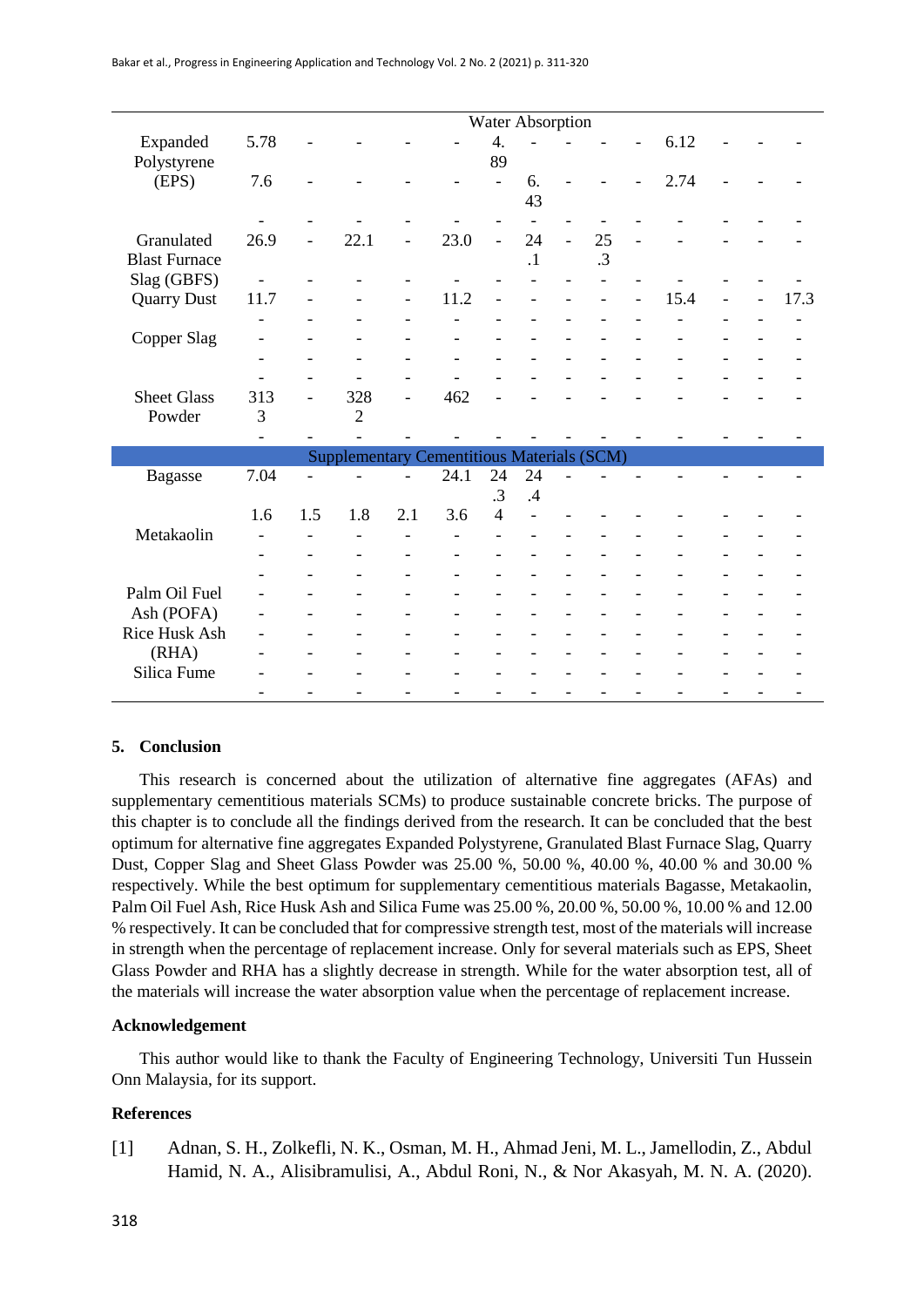| | Water Absorption | | | | | | | | | | | | | |
|---|---|---|---|---|---|---|---|---|---|---|---|---|---|---|
| Expanded Polystyrene (EPS) | 5.78 | - | - | - | - | 4.89 | - | - | - | - | 6.12 | - | - | - |
| | 7.6 | - | - | - | - | - | 6.43 | - | - | - | 2.74 | - | - | - |
| | - | - | - | - | - | - | - | - | - | - | - | - | - | - |
| Granulated Blast Furnace Slag (GBFS) | 26.9 | - | 22.1 | - | 23.0 | - | 24.1 | - | 25.3 | - | - | - | - | - |
| | - | - | - | - | - | - | - | - | - | - | - | - | - | - |
| Quarry Dust | 11.7 | - | - | - | 11.2 | - | - | - | - | - | 15.4 | - | - | 17.3 |
| | - | - | - | - | - | - | - | - | - | - | - | - | - | - |
| Copper Slag | - | - | - | - | - | - | - | - | - | - | - | - | - | - |
| | - | - | - | - | - | - | - | - | - | - | - | - | - | - |
| | - | - | - | - | - | - | - | - | - | - | - | - | - | - |
| Sheet Glass Powder | 3133 | - | 3282 | - | 462 | - | - | - | - | - | - | - | - | - |
| | - | - | - | - | - | - | - | - | - | - | - | - | - | - |
| Supplementary Cementitious Materials (SCM) | | | | | | | | | | | | | | |
| Bagasse | 7.04 | - | - | - | 24.1 | 24.3 | 24.4 | - | - | - | - | - | - | - |
| | 1.6 | 1.5 | 1.8 | 2.1 | 3.6 | 4 | - | - | - | - | - | - | - | - |
| Metakaolin | - | - | - | - | - | - | - | - | - | - | - | - | - | - |
| | - | - | - | - | - | - | - | - | - | - | - | - | - | - |
| | - | - | - | - | - | - | - | - | - | - | - | - | - | - |
| Palm Oil Fuel Ash (POFA) | - | - | - | - | - | - | - | - | - | - | - | - | - | - |
| | - | - | - | - | - | - | - | - | - | - | - | - | - | - |
| Rice Husk Ash (RHA) | - | - | - | - | - | - | - | - | - | - | - | - | - | - |
| | - | - | - | - | - | - | - | - | - | - | - | - | - | - |
| Silica Fume | - | - | - | - | - | - | - | - | - | - | - | - | - | - |
| | - | - | - | - | - | - | - | - | - | - | - | - | - | - |

## 5. Conclusion

This research is concerned about the utilization of alternative fine aggregates (AFAs) and supplementary cementitious materials SCMs) to produce sustainable concrete bricks. The purpose of this chapter is to conclude all the findings derived from the research. It can be concluded that the best optimum for alternative fine aggregates Expanded Polystyrene, Granulated Blast Furnace Slag, Quarry Dust, Copper Slag and Sheet Glass Powder was 25.00 %, 50.00 %, 40.00 %, 40.00 % and 30.00 % respectively. While the best optimum for supplementary cementitious materials Bagasse, Metakaolin, Palm Oil Fuel Ash, Rice Husk Ash and Silica Fume was 25.00 %, 20.00 %, 50.00 %, 10.00 % and 12.00 % respectively. It can be concluded that for compressive strength test, most of the materials will increase in strength when the percentage of replacement increase. Only for several materials such as EPS, Sheet Glass Powder and RHA has a slightly decrease in strength. While for the water absorption test, all of the materials will increase the water absorption value when the percentage of replacement increase.

## Acknowledgement

This author would like to thank the Faculty of Engineering Technology, Universiti Tun Hussein Onn Malaysia, for its support.

## References

[1] Adnan, S. H., Zolkefli, N. K., Osman, M. H., Ahmad Jeni, M. L., Jamellodin, Z., Abdul Hamid, N. A., Alisibramulisi, A., Abdul Roni, N., & Nor Akasyah, M. N. A. (2020).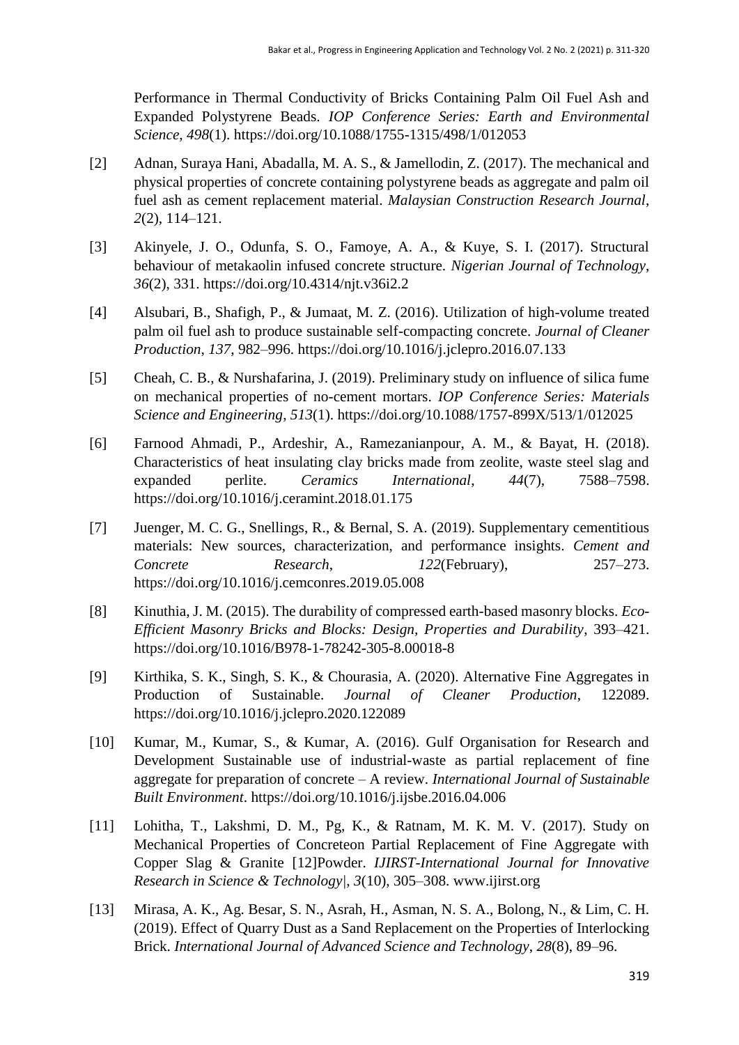Performance in Thermal Conductivity of Bricks Containing Palm Oil Fuel Ash and Expanded Polystyrene Beads. *IOP Conference Series: Earth and Environmental Science*, *498*(1). https://doi.org/10.1088/1755-1315/498/1/012053

[2] Adnan, Suraya Hani, Abadalla, M. A. S., & Jamellodin, Z. (2017). The mechanical and physical properties of concrete containing polystyrene beads as aggregate and palm oil fuel ash as cement replacement material. *Malaysian Construction Research Journal*, *2*(2), 114–121.

[3] Akinyele, J. O., Odunfa, S. O., Famoye, A. A., & Kuye, S. I. (2017). Structural behaviour of metakaolin infused concrete structure. *Nigerian Journal of Technology*, *36*(2), 331. https://doi.org/10.4314/njt.v36i2.2

[4] Alsubari, B., Shafigh, P., & Jumaat, M. Z. (2016). Utilization of high-volume treated palm oil fuel ash to produce sustainable self-compacting concrete. *Journal of Cleaner Production*, *137*, 982–996. https://doi.org/10.1016/j.jclepro.2016.07.133

[5] Cheah, C. B., & Nurshafarina, J. (2019). Preliminary study on influence of silica fume on mechanical properties of no-cement mortars. *IOP Conference Series: Materials Science and Engineering*, *513*(1). https://doi.org/10.1088/1757-899X/513/1/012025

[6] Farnood Ahmadi, P., Ardeshir, A., Ramezanianpour, A. M., & Bayat, H. (2018). Characteristics of heat insulating clay bricks made from zeolite, waste steel slag and expanded perlite. *Ceramics International*, *44*(7), 7588–7598. https://doi.org/10.1016/j.ceramint.2018.01.175

[7] Juenger, M. C. G., Snellings, R., & Bernal, S. A. (2019). Supplementary cementitious materials: New sources, characterization, and performance insights. *Cement and Concrete Research*, *122*(February), 257–273. https://doi.org/10.1016/j.cemconres.2019.05.008

[8] Kinuthia, J. M. (2015). The durability of compressed earth-based masonry blocks. *Eco-Efficient Masonry Bricks and Blocks: Design, Properties and Durability*, 393–421. https://doi.org/10.1016/B978-1-78242-305-8.00018-8

[9] Kirthika, S. K., Singh, S. K., & Chourasia, A. (2020). Alternative Fine Aggregates in Production of Sustainable. *Journal of Cleaner Production*, 122089. https://doi.org/10.1016/j.jclepro.2020.122089

[10] Kumar, M., Kumar, S., & Kumar, A. (2016). Gulf Organisation for Research and Development Sustainable use of industrial-waste as partial replacement of fine aggregate for preparation of concrete – A review. *International Journal of Sustainable Built Environment*. https://doi.org/10.1016/j.ijsbe.2016.04.006

[11] Lohitha, T., Lakshmi, D. M., Pg, K., & Ratnam, M. K. M. V. (2017). Study on Mechanical Properties of Concreteon Partial Replacement of Fine Aggregate with Copper Slag & Granite [12]Powder. *IJIRST-International Journal for Innovative Research in Science & Technology|*, *3*(10), 305–308. www.ijirst.org

[13] Mirasa, A. K., Ag. Besar, S. N., Asrah, H., Asman, N. S. A., Bolong, N., & Lim, C. H. (2019). Effect of Quarry Dust as a Sand Replacement on the Properties of Interlocking Brick. *International Journal of Advanced Science and Technology*, *28*(8), 89–96.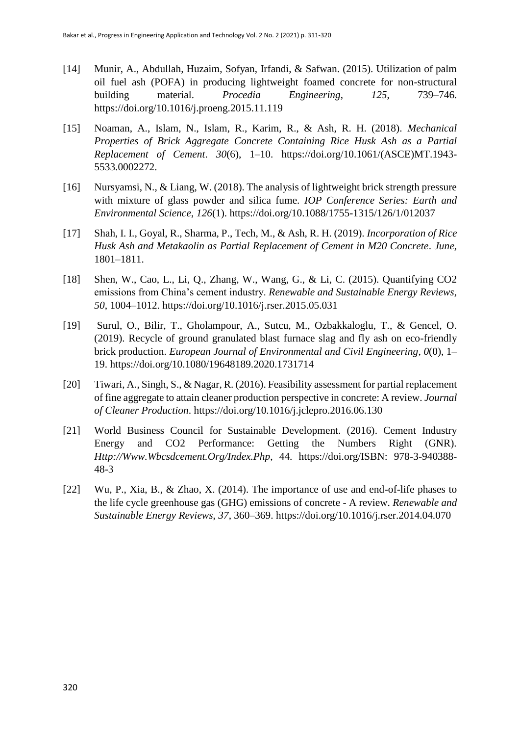[14] Munir, A., Abdullah, Huzaim, Sofyan, Irfandi, & Safwan. (2015). Utilization of palm oil fuel ash (POFA) in producing lightweight foamed concrete for non-structural building material. *Procedia Engineering*, *125*, 739–746. https://doi.org/10.1016/j.proeng.2015.11.119

[15] Noaman, A., Islam, N., Islam, R., Karim, R., & Ash, R. H. (2018). *Mechanical Properties of Brick Aggregate Concrete Containing Rice Husk Ash as a Partial Replacement of Cement*. *30*(6), 1–10. https://doi.org/10.1061/(ASCE)MT.1943-5533.0002272.

[16] Nursyamsi, N., & Liang, W. (2018). The analysis of lightweight brick strength pressure with mixture of glass powder and silica fume. *IOP Conference Series: Earth and Environmental Science*, *126*(1). https://doi.org/10.1088/1755-1315/126/1/012037

[17] Shah, I. I., Goyal, R., Sharma, P., Tech, M., & Ash, R. H. (2019). *Incorporation of Rice Husk Ash and Metakaolin as Partial Replacement of Cement in M20 Concrete*. *June*, 1801–1811.

[18] Shen, W., Cao, L., Li, Q., Zhang, W., Wang, G., & Li, C. (2015). Quantifying CO2 emissions from China's cement industry. *Renewable and Sustainable Energy Reviews*, *50*, 1004–1012. https://doi.org/10.1016/j.rser.2015.05.031

[19] Surul, O., Bilir, T., Gholampour, A., Sutcu, M., Ozbakkaloglu, T., & Gencel, O. (2019). Recycle of ground granulated blast furnace slag and fly ash on eco-friendly brick production. *European Journal of Environmental and Civil Engineering*, *0*(0), 1–19. https://doi.org/10.1080/19648189.2020.1731714

[20] Tiwari, A., Singh, S., & Nagar, R. (2016). Feasibility assessment for partial replacement of fine aggregate to attain cleaner production perspective in concrete: A review. *Journal of Cleaner Production*. https://doi.org/10.1016/j.jclepro.2016.06.130

[21] World Business Council for Sustainable Development. (2016). Cement Industry Energy and CO2 Performance: Getting the Numbers Right (GNR). *Http://Www.Wbcsdcement.Org/Index.Php*, 44. https://doi.org/ISBN: 978-3-940388-48-3

[22] Wu, P., Xia, B., & Zhao, X. (2014). The importance of use and end-of-life phases to the life cycle greenhouse gas (GHG) emissions of concrete - A review. *Renewable and Sustainable Energy Reviews*, *37*, 360–369. https://doi.org/10.1016/j.rser.2014.04.070